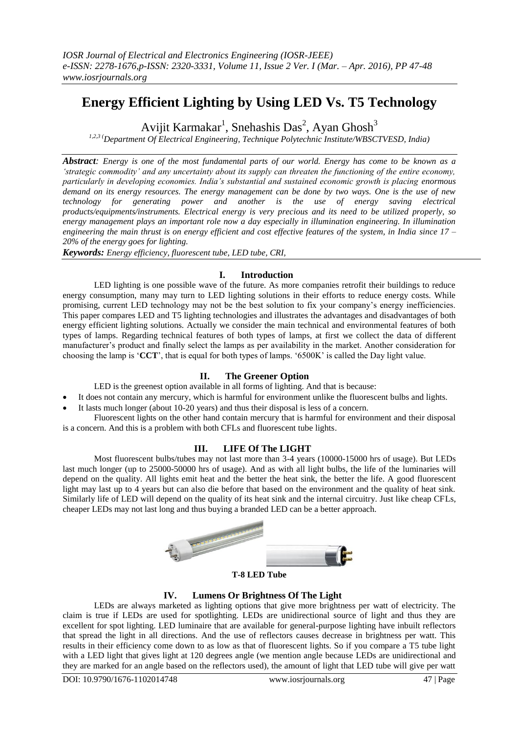# Energy Efficient Lighting by Using LED Vs. T5 Technology

Avijit Karmakar[1], Snehashis Das[2], Ayan Ghosh[3]

[1,2,3] (Department Of Electrical Engineering, Technique Polytechnic Institute/WBSCTVESD, India)

***Abstract**: Energy is one of the most fundamental parts of our world. Energy has come to be known as a 'strategic commodity' and any uncertainty about its supply can threaten the functioning of the entire economy, particularly in developing economies. India's substantial and sustained economic growth is placing enormous demand on its energy resources. The energy management can be done by two ways. One is the use of new technology for generating power and another is the use of energy saving electrical products/equipments/instruments. Electrical energy is very precious and its need to be utilized properly, so energy management plays an important role now a day especially in illumination engineering. In illumination engineering the main thrust is on energy efficient and cost effective features of the system, in India since 17 – 20% of the energy goes for lighting.*

***Keywords:** Energy efficiency, fluorescent tube, LED tube, CRI,*

## I. Introduction

LED lighting is one possible wave of the future. As more companies retrofit their buildings to reduce energy consumption, many may turn to LED lighting solutions in their efforts to reduce energy costs. While promising, current LED technology may not be the best solution to fix your company's energy inefficiencies. This paper compares LED and T5 lighting technologies and illustrates the advantages and disadvantages of both energy efficient lighting solutions. Actually we consider the main technical and environmental features of both types of lamps. Regarding technical features of both types of lamps, at first we collect the data of different manufacturer's product and finally select the lamps as per availability in the market. Another consideration for choosing the lamp is '**CCT**', that is equal for both types of lamps. '6500K' is called the Day light value.

## II. The Greener Option

LED is the greenest option available in all forms of lighting. And that is because:

- It does not contain any mercury, which is harmful for environment unlike the fluorescent bulbs and lights.
- It lasts much longer (about 10-20 years) and thus their disposal is less of a concern.

Fluorescent lights on the other hand contain mercury that is harmful for environment and their disposal is a concern. And this is a problem with both CFLs and fluorescent tube lights.

## III. LIFE Of The LIGHT

Most fluorescent bulbs/tubes may not last more than 3-4 years (10000-15000 hrs of usage). But LEDs last much longer (up to 25000-50000 hrs of usage). And as with all light bulbs, the life of the luminaries will depend on the quality. All lights emit heat and the better the heat sink, the better the life. A good fluorescent light may last up to 4 years but can also die before that based on the environment and the quality of heat sink. Similarly life of LED will depend on the quality of its heat sink and the internal circuitry. Just like cheap CFLs, cheaper LEDs may not last long and thus buying a branded LED can be a better approach.

**T-8 LED Tube**

## IV. Lumens Or Brightness Of The Light

LEDs are always marketed as lighting options that give more brightness per watt of electricity. The claim is true if LEDs are used for spotlighting. LEDs are unidirectional source of light and thus they are excellent for spot lighting. LED luminaire that are available for general-purpose lighting have inbuilt reflectors that spread the light in all directions. And the use of reflectors causes decrease in brightness per watt. This results in their efficiency come down to as low as that of fluorescent lights. So if you compare a T5 tube light with a LED light that gives light at 120 degrees angle (we mention angle because LEDs are unidirectional and they are marked for an angle based on the reflectors used), the amount of light that LED tube will give per watt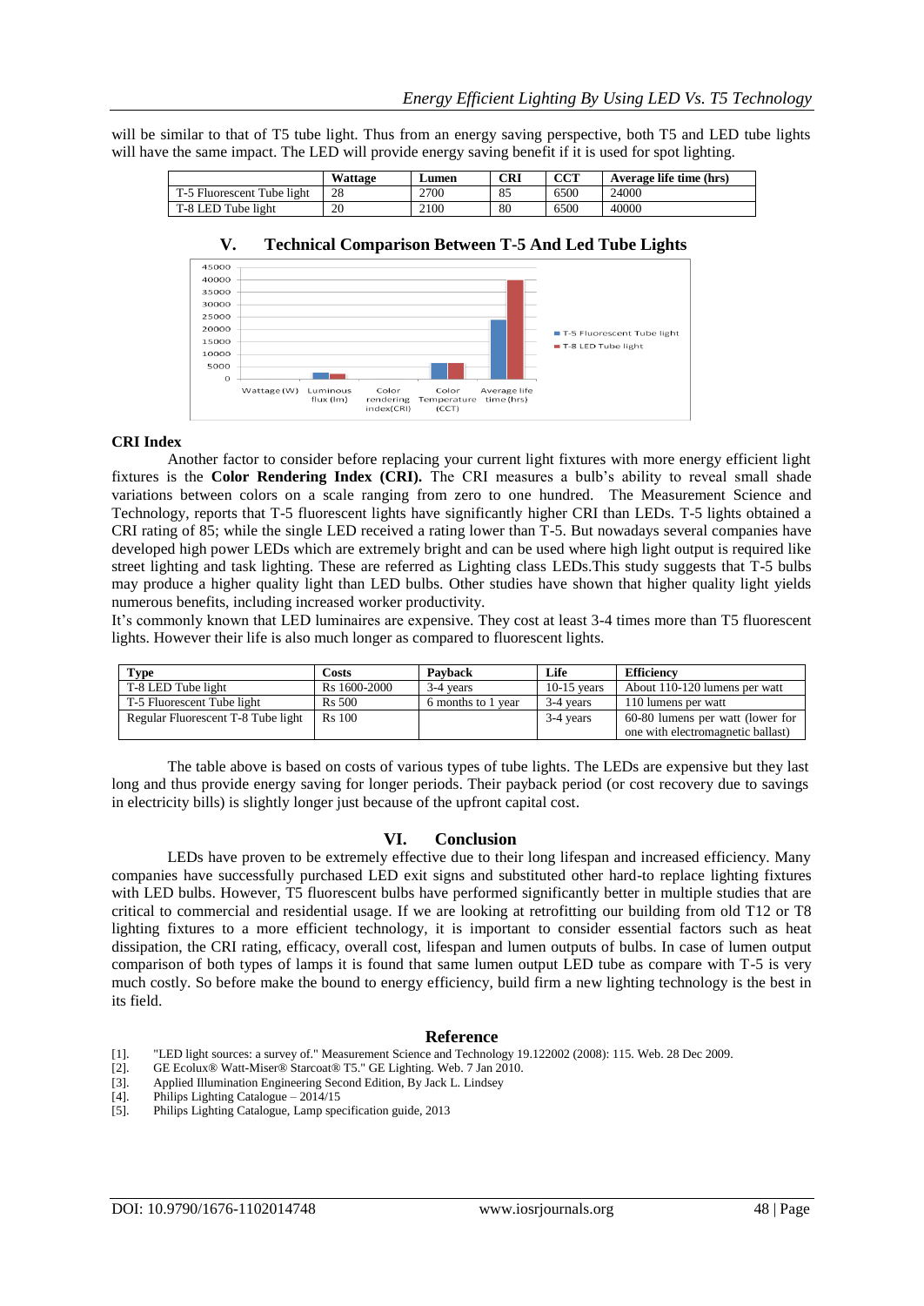will be similar to that of T5 tube light. Thus from an energy saving perspective, both T5 and LED tube lights will have the same impact. The LED will provide energy saving benefit if it is used for spot lighting.

| | Wattage | Lumen | CRI | CCT | Average life time (hrs) |
|---|---|---|---|---|---|
| T-5 Fluorescent Tube light | 28 | 2700 | 85 | 6500 | 24000 |
| T-8 LED Tube light | 20 | 2100 | 80 | 6500 | 40000 |

## V. Technical Comparison Between T-5 And Led Tube Lights

45000
40000
35000
30000
25000
20000
15000
10000
5000
0

Wattage (W)
Luminous flux (lm)
Color rendering index(CRI)
Color Temperature (CCT)
Average life time (hrs)

T-5 Fluorescent Tube light
T-8 LED Tube light

**CRI Index**

Another factor to consider before replacing your current light fixtures with more energy efficient light fixtures is the **Color Rendering Index (CRI).** The CRI measures a bulb's ability to reveal small shade variations between colors on a scale ranging from zero to one hundred. The Measurement Science and Technology, reports that T-5 fluorescent lights have significantly higher CRI than LEDs. T-5 lights obtained a CRI rating of 85; while the single LED received a rating lower than T-5. But nowadays several companies have developed high power LEDs which are extremely bright and can be used where high light output is required like street lighting and task lighting. These are referred as Lighting class LEDs.This study suggests that T-5 bulbs may produce a higher quality light than LED bulbs. Other studies have shown that higher quality light yields numerous benefits, including increased worker productivity.

It's commonly known that LED luminaires are expensive. They cost at least 3-4 times more than T5 fluorescent lights. However their life is also much longer as compared to fluorescent lights.

| Type | Costs | Payback | Life | Efficiency |
|---|---|---|---|---|
| T-8 LED Tube light | Rs 1600-2000 | 3-4 years | 10-15 years | About 110-120 lumens per watt |
| T-5 Fluorescent Tube light | Rs 500 | 6 months to 1 year | 3-4 years | 110 lumens per watt |
| Regular Fluorescent T-8 Tube light | Rs 100 | | 3-4 years | 60-80 lumens per watt (lower for one with electromagnetic ballast) |

The table above is based on costs of various types of tube lights. The LEDs are expensive but they last long and thus provide energy saving for longer periods. Their payback period (or cost recovery due to savings in electricity bills) is slightly longer just because of the upfront capital cost.

## VI. Conclusion

LEDs have proven to be extremely effective due to their long lifespan and increased efficiency. Many companies have successfully purchased LED exit signs and substituted other hard-to replace lighting fixtures with LED bulbs. However, T5 fluorescent bulbs have performed significantly better in multiple studies that are critical to commercial and residential usage. If we are looking at retrofitting our building from old T12 or T8 lighting fixtures to a more efficient technology, it is important to consider essential factors such as heat dissipation, the CRI rating, efficacy, overall cost, lifespan and lumen outputs of bulbs. In case of lumen output comparison of both types of lamps it is found that same lumen output LED tube as compare with T-5 is very much costly. So before make the bound to energy efficiency, build firm a new lighting technology is the best in its field.

## Reference

[1]. "LED light sources: a survey of." Measurement Science and Technology 19.122002 (2008): 115. Web. 28 Dec 2009.
[2]. GE Ecolux® Watt-Miser® Starcoat® T5." GE Lighting. Web. 7 Jan 2010.
[3]. Applied Illumination Engineering Second Edition, By Jack L. Lindsey
[4]. Philips Lighting Catalogue – 2014/15
[5]. Philips Lighting Catalogue, Lamp specification guide, 2013